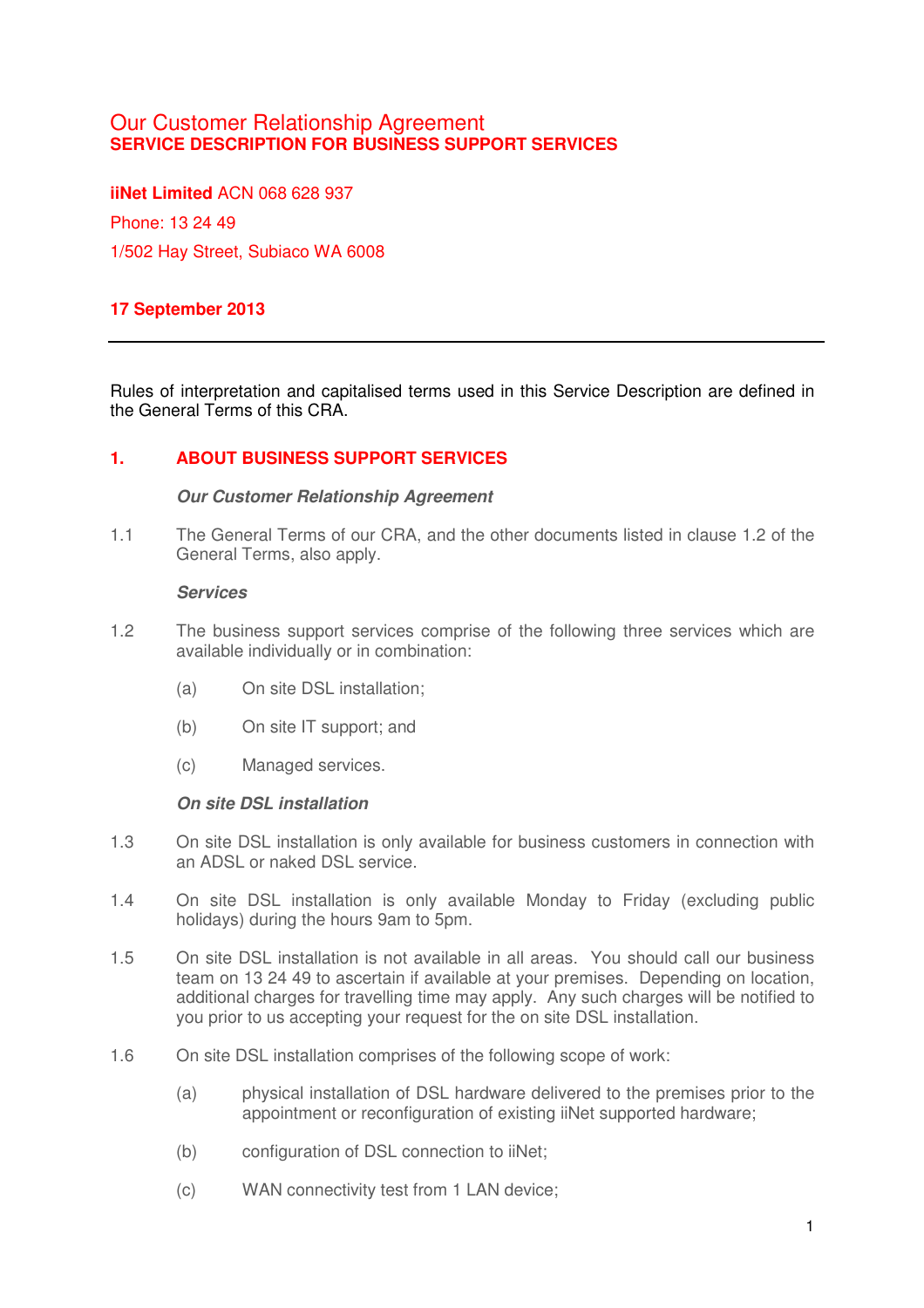# Our Customer Relationship Agreement
## SERVICE DESCRIPTION FOR BUSINESS SUPPORT SERVICES

**iiNet Limited** ACN 068 628 937

Phone: 13 24 49

1/502 Hay Street, Subiaco WA 6008

**17 September 2013**

---

Rules of interpretation and capitalised terms used in this Service Description are defined in the General Terms of this CRA.

## 1. ABOUT BUSINESS SUPPORT SERVICES

***Our Customer Relationship Agreement***

1.1 The General Terms of our CRA, and the other documents listed in clause 1.2 of the General Terms, also apply.

***Services***

1.2 The business support services comprise of the following three services which are available individually or in combination:

(a) On site DSL installation;

(b) On site IT support; and

(c) Managed services.

***On site DSL installation***

1.3 On site DSL installation is only available for business customers in connection with an ADSL or naked DSL service.

1.4 On site DSL installation is only available Monday to Friday (excluding public holidays) during the hours 9am to 5pm.

1.5 On site DSL installation is not available in all areas. You should call our business team on 13 24 49 to ascertain if available at your premises. Depending on location, additional charges for travelling time may apply. Any such charges will be notified to you prior to us accepting your request for the on site DSL installation.

1.6 On site DSL installation comprises of the following scope of work:

(a) physical installation of DSL hardware delivered to the premises prior to the appointment or reconfiguration of existing iiNet supported hardware;

(b) configuration of DSL connection to iiNet;

(c) WAN connectivity test from 1 LAN device;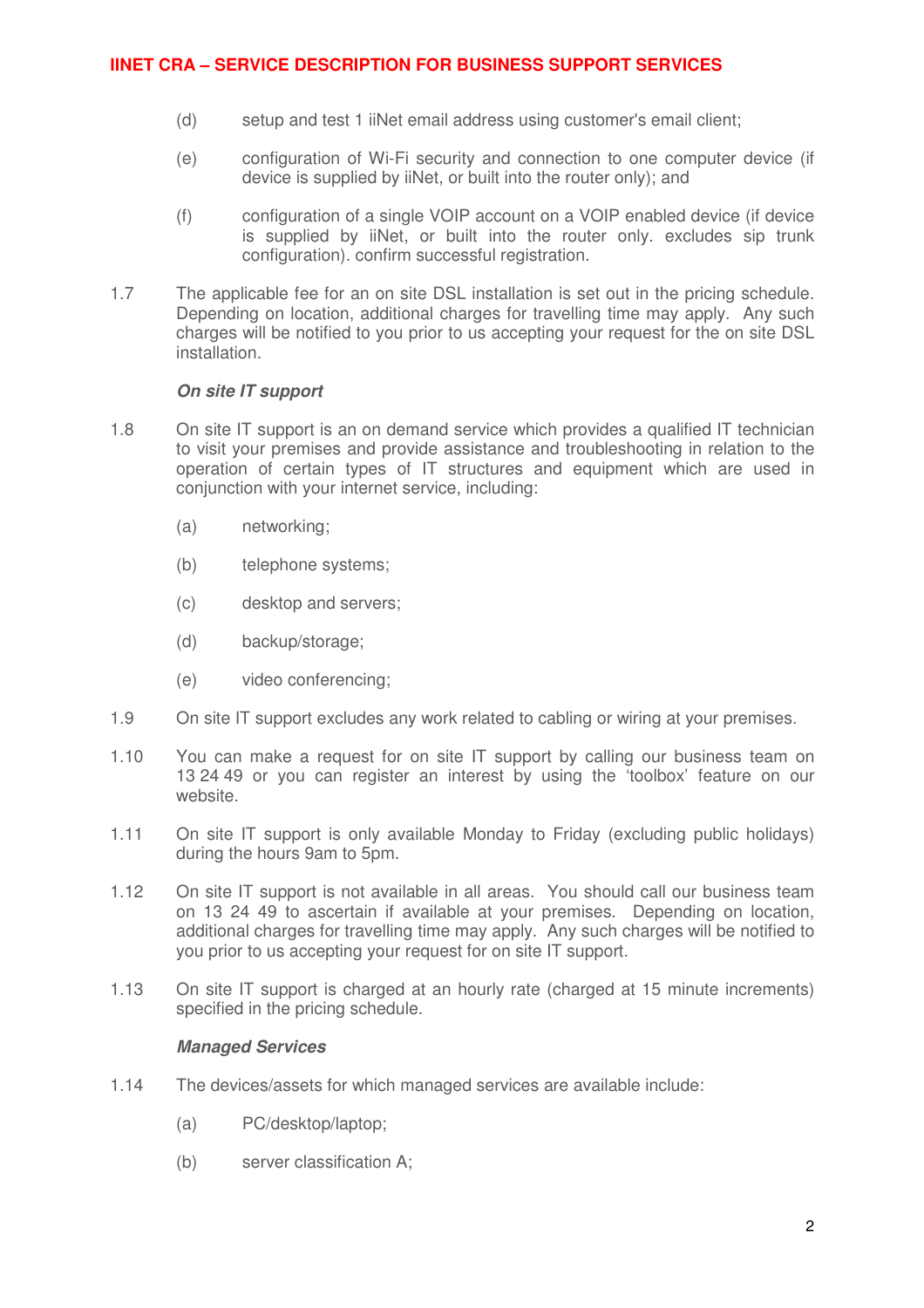(d) setup and test 1 iiNet email address using customer's email client;

(e) configuration of Wi-Fi security and connection to one computer device (if device is supplied by iiNet, or built into the router only); and

(f) configuration of a single VOIP account on a VOIP enabled device (if device is supplied by iiNet, or built into the router only. excludes sip trunk configuration). confirm successful registration.

1.7 The applicable fee for an on site DSL installation is set out in the pricing schedule. Depending on location, additional charges for travelling time may apply. Any such charges will be notified to you prior to us accepting your request for the on site DSL installation.

***On site IT support***

1.8 On site IT support is an on demand service which provides a qualified IT technician to visit your premises and provide assistance and troubleshooting in relation to the operation of certain types of IT structures and equipment which are used in conjunction with your internet service, including:

(a) networking;

(b) telephone systems;

(c) desktop and servers;

(d) backup/storage;

(e) video conferencing;

1.9 On site IT support excludes any work related to cabling or wiring at your premises.

1.10 You can make a request for on site IT support by calling our business team on 13 24 49 or you can register an interest by using the 'toolbox' feature on our website.

1.11 On site IT support is only available Monday to Friday (excluding public holidays) during the hours 9am to 5pm.

1.12 On site IT support is not available in all areas. You should call our business team on 13 24 49 to ascertain if available at your premises. Depending on location, additional charges for travelling time may apply. Any such charges will be notified to you prior to us accepting your request for on site IT support.

1.13 On site IT support is charged at an hourly rate (charged at 15 minute increments) specified in the pricing schedule.

***Managed Services***

1.14 The devices/assets for which managed services are available include:

(a) PC/desktop/laptop;

(b) server classification A;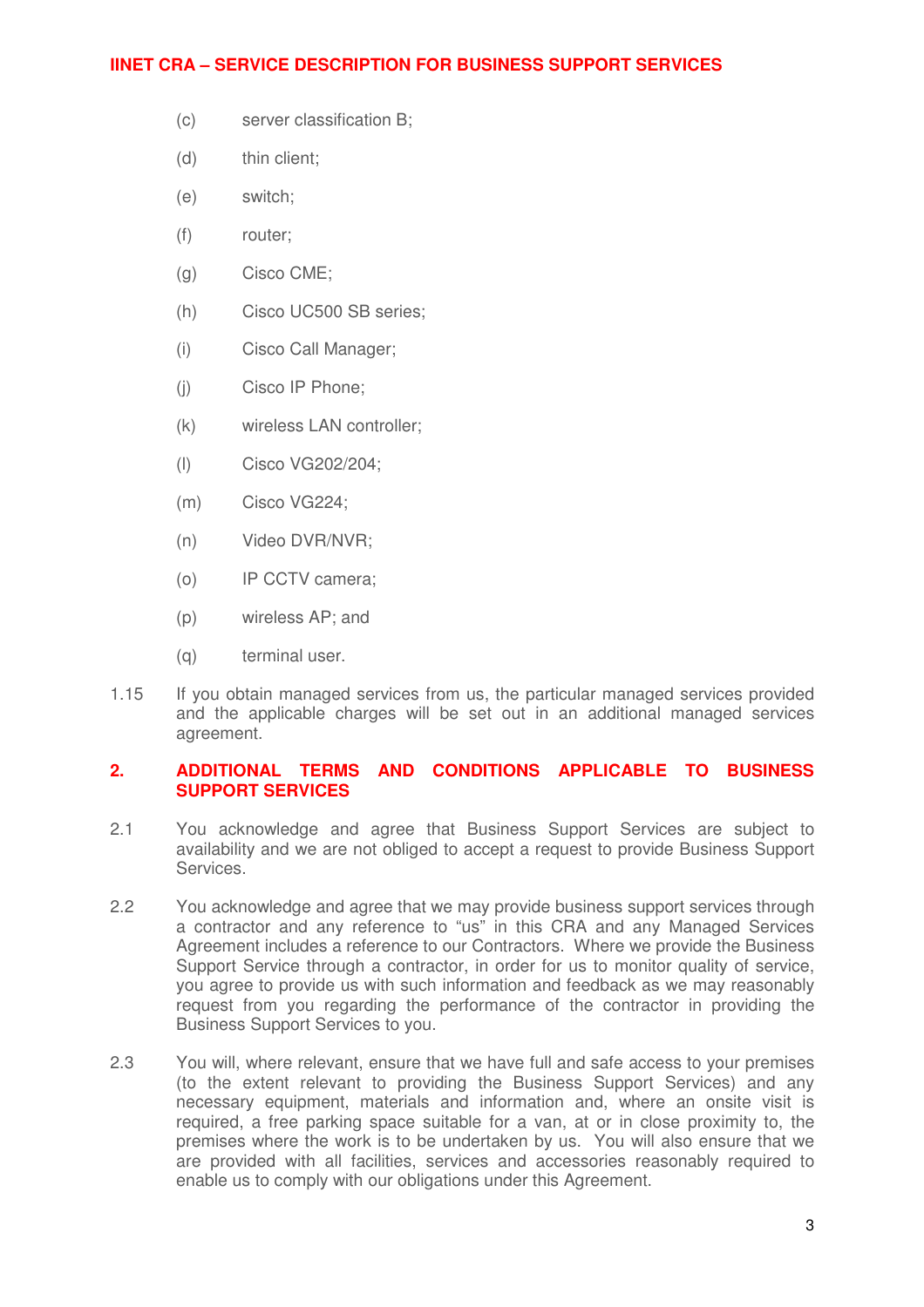(c) server classification B;

(d) thin client;

(e) switch;

(f) router;

(g) Cisco CME;

(h) Cisco UC500 SB series;

(i) Cisco Call Manager;

(j) Cisco IP Phone;

(k) wireless LAN controller;

(l) Cisco VG202/204;

(m) Cisco VG224;

(n) Video DVR/NVR;

(o) IP CCTV camera;

(p) wireless AP; and

(q) terminal user.

1.15 If you obtain managed services from us, the particular managed services provided and the applicable charges will be set out in an additional managed services agreement.

## 2. ADDITIONAL TERMS AND CONDITIONS APPLICABLE TO BUSINESS SUPPORT SERVICES

2.1 You acknowledge and agree that Business Support Services are subject to availability and we are not obliged to accept a request to provide Business Support Services.

2.2 You acknowledge and agree that we may provide business support services through a contractor and any reference to "us" in this CRA and any Managed Services Agreement includes a reference to our Contractors. Where we provide the Business Support Service through a contractor, in order for us to monitor quality of service, you agree to provide us with such information and feedback as we may reasonably request from you regarding the performance of the contractor in providing the Business Support Services to you.

2.3 You will, where relevant, ensure that we have full and safe access to your premises (to the extent relevant to providing the Business Support Services) and any necessary equipment, materials and information and, where an onsite visit is required, a free parking space suitable for a van, at or in close proximity to, the premises where the work is to be undertaken by us. You will also ensure that we are provided with all facilities, services and accessories reasonably required to enable us to comply with our obligations under this Agreement.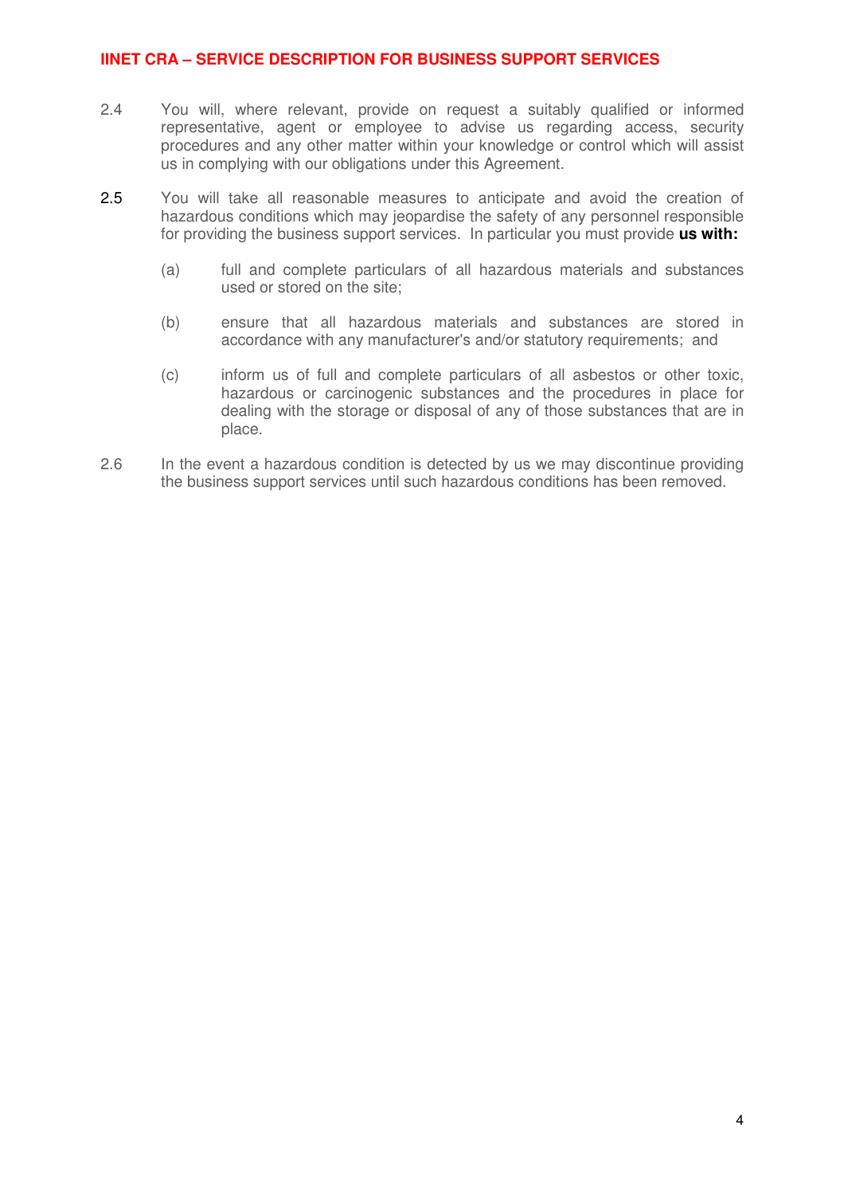2.4 You will, where relevant, provide on request a suitably qualified or informed representative, agent or employee to advise us regarding access, security procedures and any other matter within your knowledge or control which will assist us in complying with our obligations under this Agreement.

2.5 You will take all reasonable measures to anticipate and avoid the creation of hazardous conditions which may jeopardise the safety of any personnel responsible for providing the business support services. In particular you must provide **us with:**

(a) full and complete particulars of all hazardous materials and substances used or stored on the site;

(b) ensure that all hazardous materials and substances are stored in accordance with any manufacturer's and/or statutory requirements; and

(c) inform us of full and complete particulars of all asbestos or other toxic, hazardous or carcinogenic substances and the procedures in place for dealing with the storage or disposal of any of those substances that are in place.

2.6 In the event a hazardous condition is detected by us we may discontinue providing the business support services until such hazardous conditions has been removed.